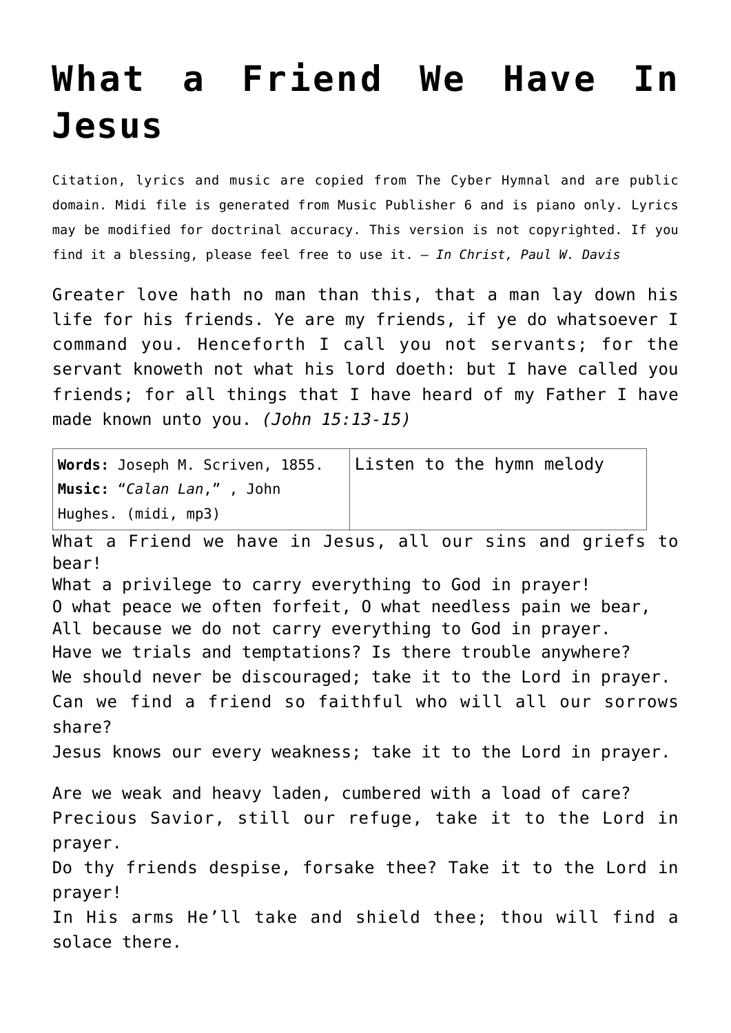# What a Friend We Have In Jesus

Citation, lyrics and music are copied from The Cyber Hymnal and are public domain. Midi file is generated from Music Publisher 6 and is piano only. Lyrics may be modified for doctrinal accuracy. This version is not copyrighted. If you find it a blessing, please feel free to use it. – *In Christ, Paul W. Davis*

Greater love hath no man than this, that a man lay down his life for his friends. Ye are my friends, if ye do whatsoever I command you. Henceforth I call you not servants; for the servant knoweth not what his lord doeth: but I have called you friends; for all things that I have heard of my Father I have made known unto you. *(John 15:13-15)*

| **Words:** Joseph M. Scriven, 1855. **Music:** "*Calan Lan*," , John Hughes. (midi, mp3) | Listen to the hymn melody |
|---|---|

What a Friend we have in Jesus, all our sins and griefs to bear!
What a privilege to carry everything to God in prayer!
O what peace we often forfeit, O what needless pain we bear,
All because we do not carry everything to God in prayer.
Have we trials and temptations? Is there trouble anywhere?
We should never be discouraged; take it to the Lord in prayer.
Can we find a friend so faithful who will all our sorrows share?
Jesus knows our every weakness; take it to the Lord in prayer.

Are we weak and heavy laden, cumbered with a load of care?
Precious Savior, still our refuge, take it to the Lord in prayer.
Do thy friends despise, forsake thee? Take it to the Lord in prayer!
In His arms He'll take and shield thee; thou will find a solace there.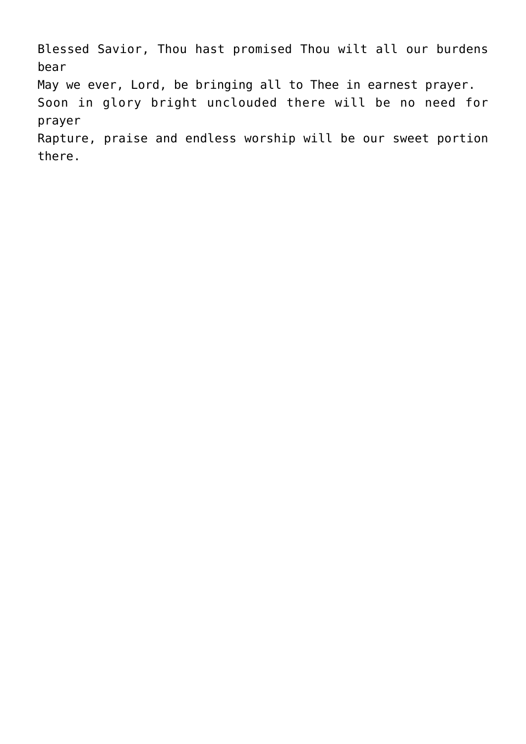Blessed Savior, Thou hast promised Thou wilt all our burdens bear
May we ever, Lord, be bringing all to Thee in earnest prayer.
Soon in glory bright unclouded there will be no need for prayer
Rapture, praise and endless worship will be our sweet portion there.